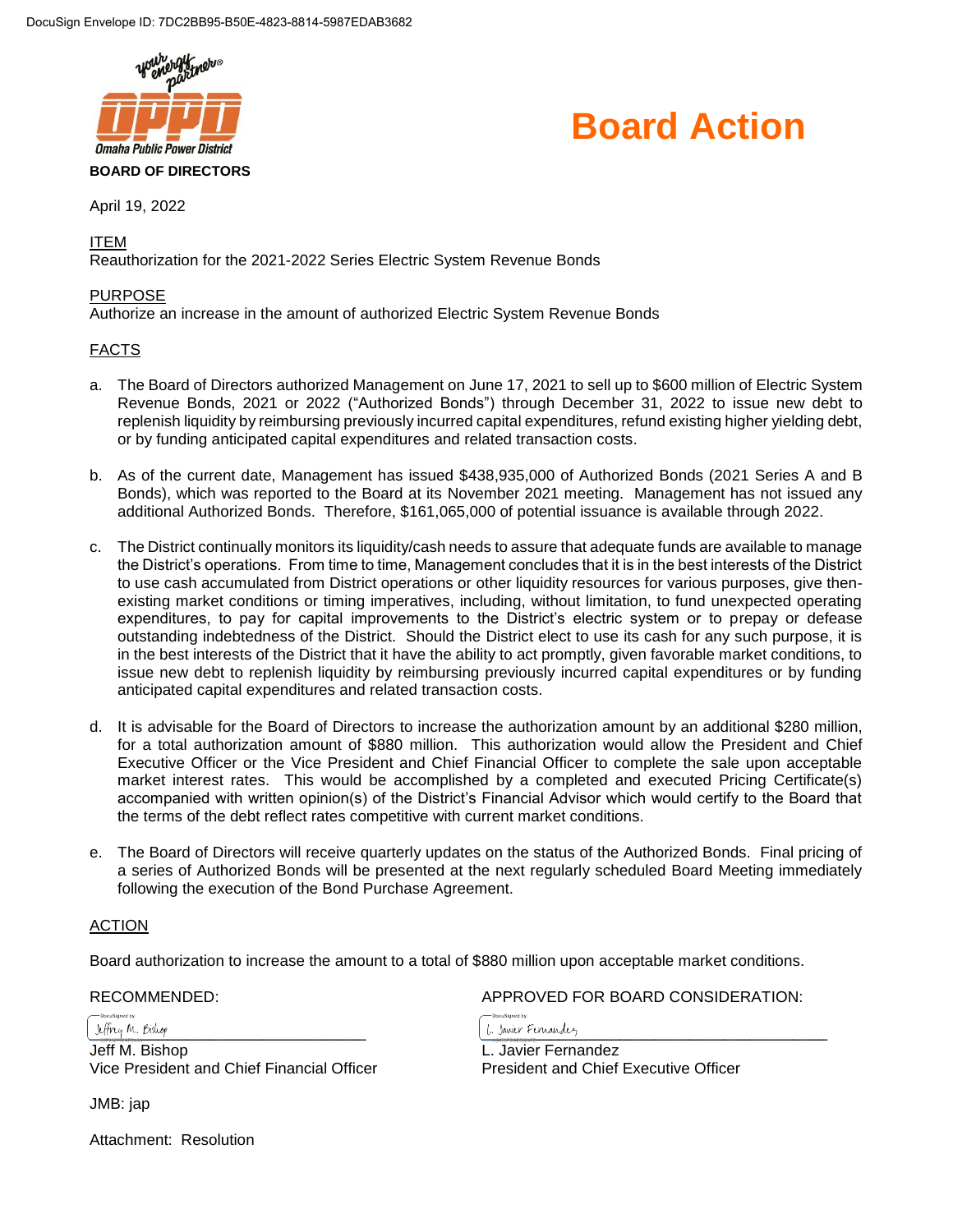# Board Action

**Omaha Public Power District**

**BOARD OF DIRECTORS**

April 19, 2022

ITEM

Reauthorization for the 2021-2022 Series Electric System Revenue Bonds

PURPOSE

Authorize an increase in the amount of authorized Electric System Revenue Bonds

FACTS

a. The Board of Directors authorized Management on June 17, 2021 to sell up to $600 million of Electric System Revenue Bonds, 2021 or 2022 ("Authorized Bonds") through December 31, 2022 to issue new debt to replenish liquidity by reimbursing previously incurred capital expenditures, refund existing higher yielding debt, or by funding anticipated capital expenditures and related transaction costs.

b. As of the current date, Management has issued $438,935,000 of Authorized Bonds (2021 Series A and B Bonds), which was reported to the Board at its November 2021 meeting. Management has not issued any additional Authorized Bonds. Therefore, $161,065,000 of potential issuance is available through 2022.

c. The District continually monitors its liquidity/cash needs to assure that adequate funds are available to manage the District's operations. From time to time, Management concludes that it is in the best interests of the District to use cash accumulated from District operations or other liquidity resources for various purposes, give then-existing market conditions or timing imperatives, including, without limitation, to fund unexpected operating expenditures, to pay for capital improvements to the District's electric system or to prepay or defease outstanding indebtedness of the District. Should the District elect to use its cash for any such purpose, it is in the best interests of the District that it have the ability to act promptly, given favorable market conditions, to issue new debt to replenish liquidity by reimbursing previously incurred capital expenditures or by funding anticipated capital expenditures and related transaction costs.

d. It is advisable for the Board of Directors to increase the authorization amount by an additional $280 million, for a total authorization amount of $880 million. This authorization would allow the President and Chief Executive Officer or the Vice President and Chief Financial Officer to complete the sale upon acceptable market interest rates. This would be accomplished by a completed and executed Pricing Certificate(s) accompanied with written opinion(s) of the District's Financial Advisor which would certify to the Board that the terms of the debt reflect rates competitive with current market conditions.

e. The Board of Directors will receive quarterly updates on the status of the Authorized Bonds. Final pricing of a series of Authorized Bonds will be presented at the next regularly scheduled Board Meeting immediately following the execution of the Bond Purchase Agreement.

ACTION

Board authorization to increase the amount to a total of $880 million upon acceptable market conditions.

RECOMMENDED:

Jeffrey M. Bishop

Jeff M. Bishop
Vice President and Chief Financial Officer

APPROVED FOR BOARD CONSIDERATION:

L. Javier Fernandez

L. Javier Fernandez
President and Chief Executive Officer

JMB: jap

Attachment: Resolution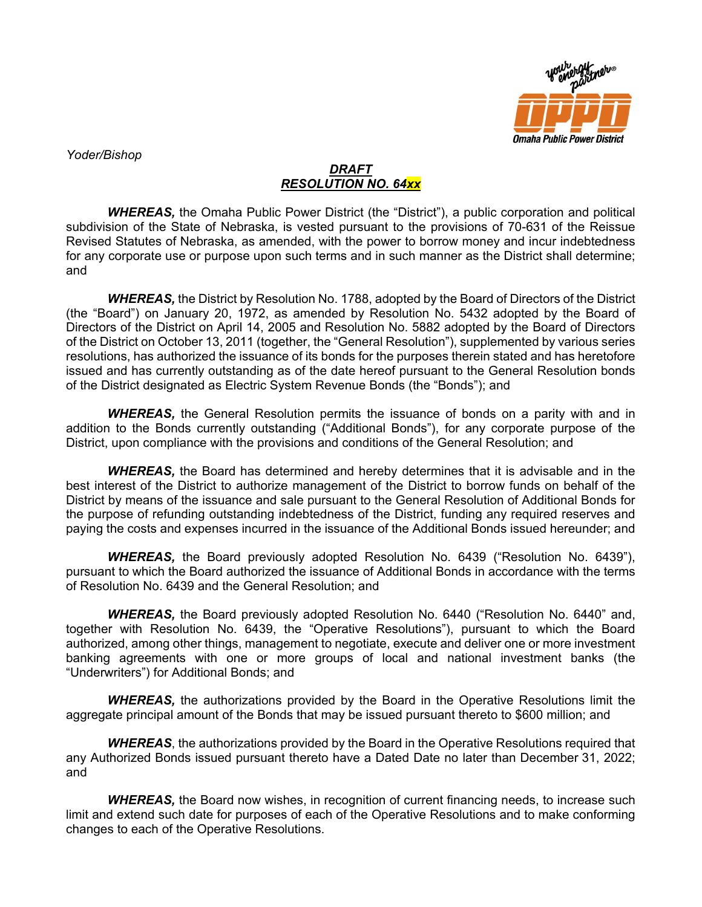Yoder/Bishop

***DRAFT***
***RESOLUTION NO. 64xx***

***WHEREAS,*** the Omaha Public Power District (the "District"), a public corporation and political subdivision of the State of Nebraska, is vested pursuant to the provisions of 70-631 of the Reissue Revised Statutes of Nebraska, as amended, with the power to borrow money and incur indebtedness for any corporate use or purpose upon such terms and in such manner as the District shall determine; and

***WHEREAS,*** the District by Resolution No. 1788, adopted by the Board of Directors of the District (the "Board") on January 20, 1972, as amended by Resolution No. 5432 adopted by the Board of Directors of the District on April 14, 2005 and Resolution No. 5882 adopted by the Board of Directors of the District on October 13, 2011 (together, the "General Resolution"), supplemented by various series resolutions, has authorized the issuance of its bonds for the purposes therein stated and has heretofore issued and has currently outstanding as of the date hereof pursuant to the General Resolution bonds of the District designated as Electric System Revenue Bonds (the "Bonds"); and

***WHEREAS,*** the General Resolution permits the issuance of bonds on a parity with and in addition to the Bonds currently outstanding ("Additional Bonds"), for any corporate purpose of the District, upon compliance with the provisions and conditions of the General Resolution; and

***WHEREAS,*** the Board has determined and hereby determines that it is advisable and in the best interest of the District to authorize management of the District to borrow funds on behalf of the District by means of the issuance and sale pursuant to the General Resolution of Additional Bonds for the purpose of refunding outstanding indebtedness of the District, funding any required reserves and paying the costs and expenses incurred in the issuance of the Additional Bonds issued hereunder; and

***WHEREAS,*** the Board previously adopted Resolution No. 6439 ("Resolution No. 6439"), pursuant to which the Board authorized the issuance of Additional Bonds in accordance with the terms of Resolution No. 6439 and the General Resolution; and

***WHEREAS,*** the Board previously adopted Resolution No. 6440 ("Resolution No. 6440" and, together with Resolution No. 6439, the "Operative Resolutions"), pursuant to which the Board authorized, among other things, management to negotiate, execute and deliver one or more investment banking agreements with one or more groups of local and national investment banks (the "Underwriters") for Additional Bonds; and

***WHEREAS,*** the authorizations provided by the Board in the Operative Resolutions limit the aggregate principal amount of the Bonds that may be issued pursuant thereto to $600 million; and

***WHEREAS***, the authorizations provided by the Board in the Operative Resolutions required that any Authorized Bonds issued pursuant thereto have a Dated Date no later than December 31, 2022; and

***WHEREAS,*** the Board now wishes, in recognition of current financing needs, to increase such limit and extend such date for purposes of each of the Operative Resolutions and to make conforming changes to each of the Operative Resolutions.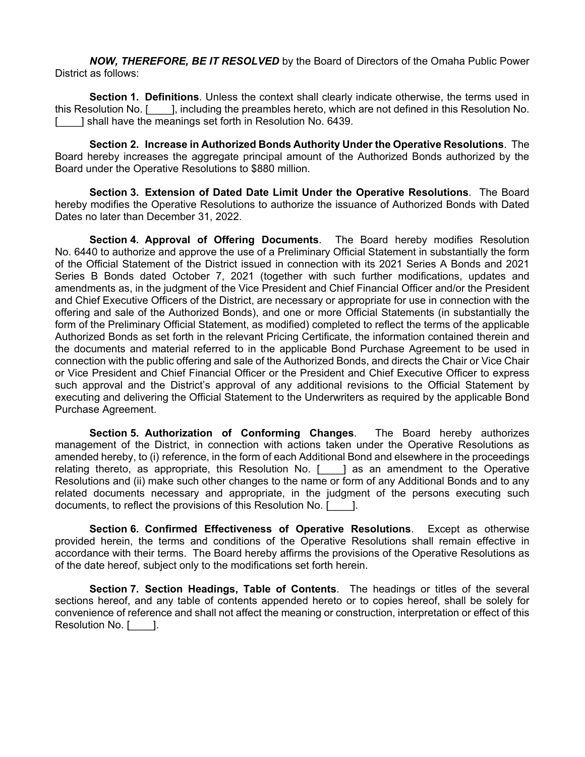***NOW, THEREFORE, BE IT RESOLVED*** by the Board of Directors of the Omaha Public Power District as follows:

**Section 1. Definitions**. Unless the context shall clearly indicate otherwise, the terms used in this Resolution No. [____], including the preambles hereto, which are not defined in this Resolution No. [____] shall have the meanings set forth in Resolution No. 6439.

**Section 2. Increase in Authorized Bonds Authority Under the Operative Resolutions**. The Board hereby increases the aggregate principal amount of the Authorized Bonds authorized by the Board under the Operative Resolutions to $880 million.

**Section 3. Extension of Dated Date Limit Under the Operative Resolutions**. The Board hereby modifies the Operative Resolutions to authorize the issuance of Authorized Bonds with Dated Dates no later than December 31, 2022.

**Section 4. Approval of Offering Documents**. The Board hereby modifies Resolution No. 6440 to authorize and approve the use of a Preliminary Official Statement in substantially the form of the Official Statement of the District issued in connection with its 2021 Series A Bonds and 2021 Series B Bonds dated October 7, 2021 (together with such further modifications, updates and amendments as, in the judgment of the Vice President and Chief Financial Officer and/or the President and Chief Executive Officers of the District, are necessary or appropriate for use in connection with the offering and sale of the Authorized Bonds), and one or more Official Statements (in substantially the form of the Preliminary Official Statement, as modified) completed to reflect the terms of the applicable Authorized Bonds as set forth in the relevant Pricing Certificate, the information contained therein and the documents and material referred to in the applicable Bond Purchase Agreement to be used in connection with the public offering and sale of the Authorized Bonds, and directs the Chair or Vice Chair or Vice President and Chief Financial Officer or the President and Chief Executive Officer to express such approval and the District's approval of any additional revisions to the Official Statement by executing and delivering the Official Statement to the Underwriters as required by the applicable Bond Purchase Agreement.

**Section 5. Authorization of Conforming Changes**. The Board hereby authorizes management of the District, in connection with actions taken under the Operative Resolutions as amended hereby, to (i) reference, in the form of each Additional Bond and elsewhere in the proceedings relating thereto, as appropriate, this Resolution No. [____] as an amendment to the Operative Resolutions and (ii) make such other changes to the name or form of any Additional Bonds and to any related documents necessary and appropriate, in the judgment of the persons executing such documents, to reflect the provisions of this Resolution No. [____].

**Section 6. Confirmed Effectiveness of Operative Resolutions**. Except as otherwise provided herein, the terms and conditions of the Operative Resolutions shall remain effective in accordance with their terms. The Board hereby affirms the provisions of the Operative Resolutions as of the date hereof, subject only to the modifications set forth herein.

**Section 7. Section Headings, Table of Contents**. The headings or titles of the several sections hereof, and any table of contents appended hereto or to copies hereof, shall be solely for convenience of reference and shall not affect the meaning or construction, interpretation or effect of this Resolution No. [____].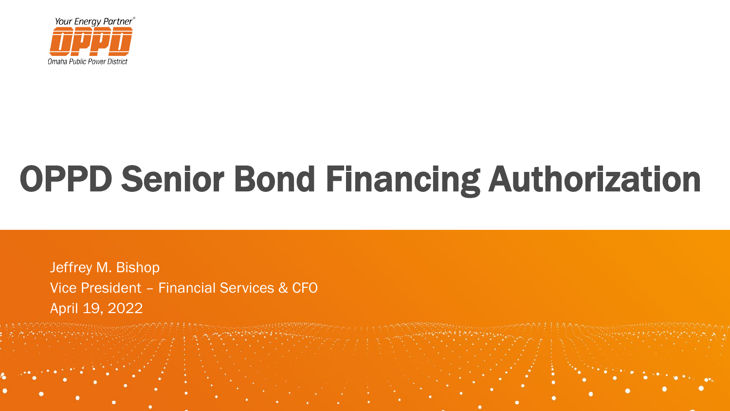Your Energy Partner®

OPPD

Omaha Public Power District

# OPPD Senior Bond Financing Authorization

Jeffrey M. Bishop

Vice President – Financial Services & CFO

April 19, 2022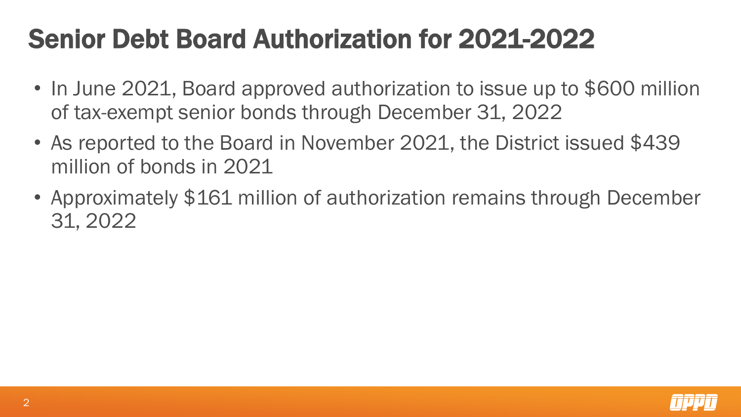# Senior Debt Board Authorization for 2021-2022

- In June 2021, Board approved authorization to issue up to $600 million of tax-exempt senior bonds through December 31, 2022
- As reported to the Board in November 2021, the District issued $439 million of bonds in 2021
- Approximately $161 million of authorization remains through December 31, 2022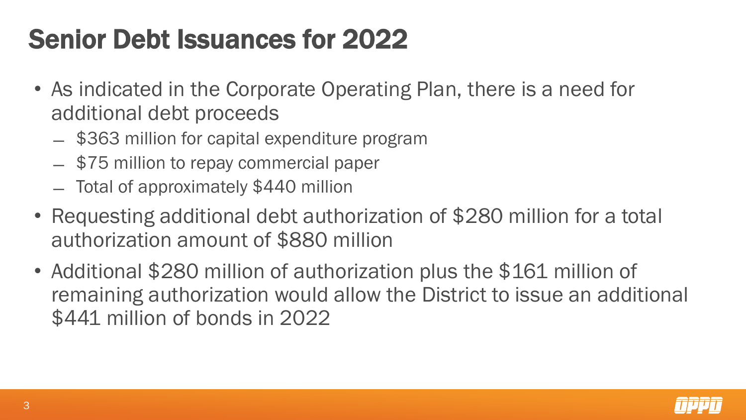# Senior Debt Issuances for 2022

- As indicated in the Corporate Operating Plan, there is a need for additional debt proceeds
  - $363 million for capital expenditure program
  - $75 million to repay commercial paper
  - Total of approximately $440 million
- Requesting additional debt authorization of $280 million for a total authorization amount of $880 million
- Additional $280 million of authorization plus the $161 million of remaining authorization would allow the District to issue an additional $441 million of bonds in 2022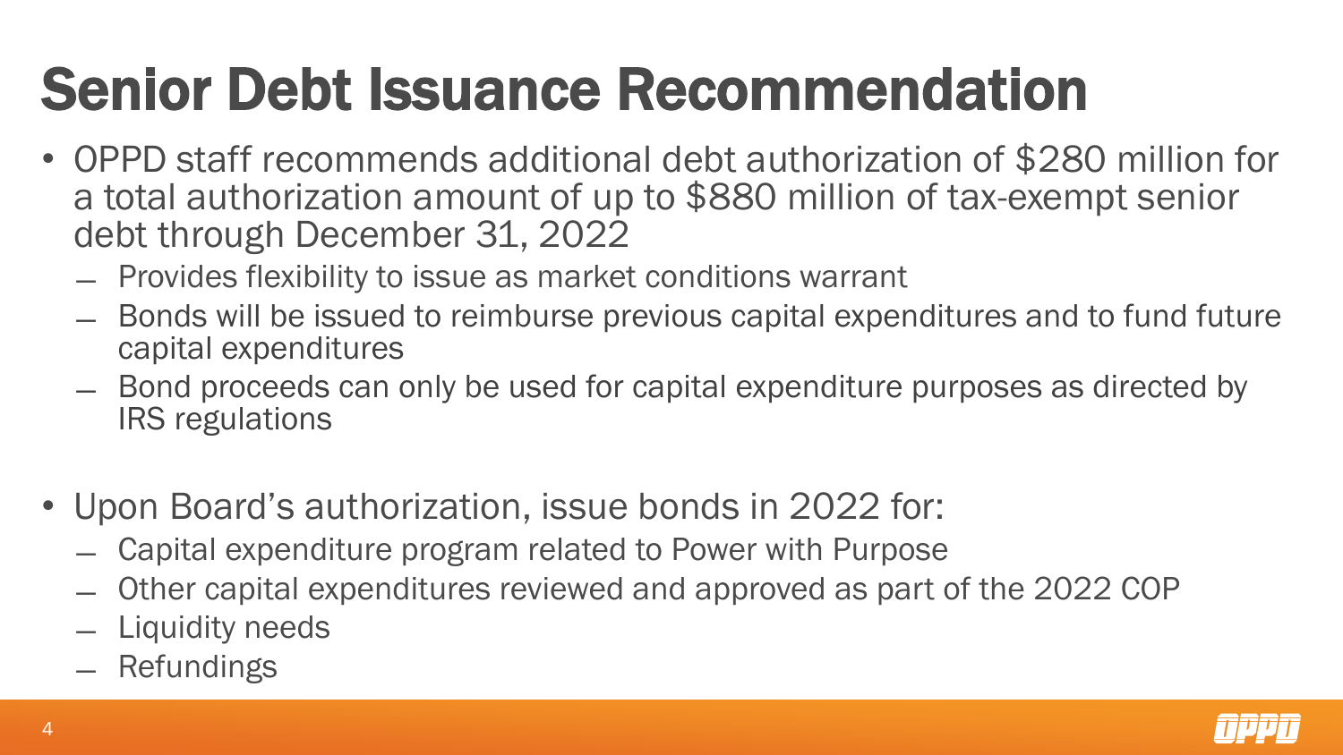# Senior Debt Issuance Recommendation

- OPPD staff recommends additional debt authorization of $280 million for a total authorization amount of up to $880 million of tax-exempt senior debt through December 31, 2022
  - Provides flexibility to issue as market conditions warrant
  - Bonds will be issued to reimburse previous capital expenditures and to fund future capital expenditures
  - Bond proceeds can only be used for capital expenditure purposes as directed by IRS regulations
- Upon Board's authorization, issue bonds in 2022 for:
  - Capital expenditure program related to Power with Purpose
  - Other capital expenditures reviewed and approved as part of the 2022 COP
  - Liquidity needs
  - Refundings